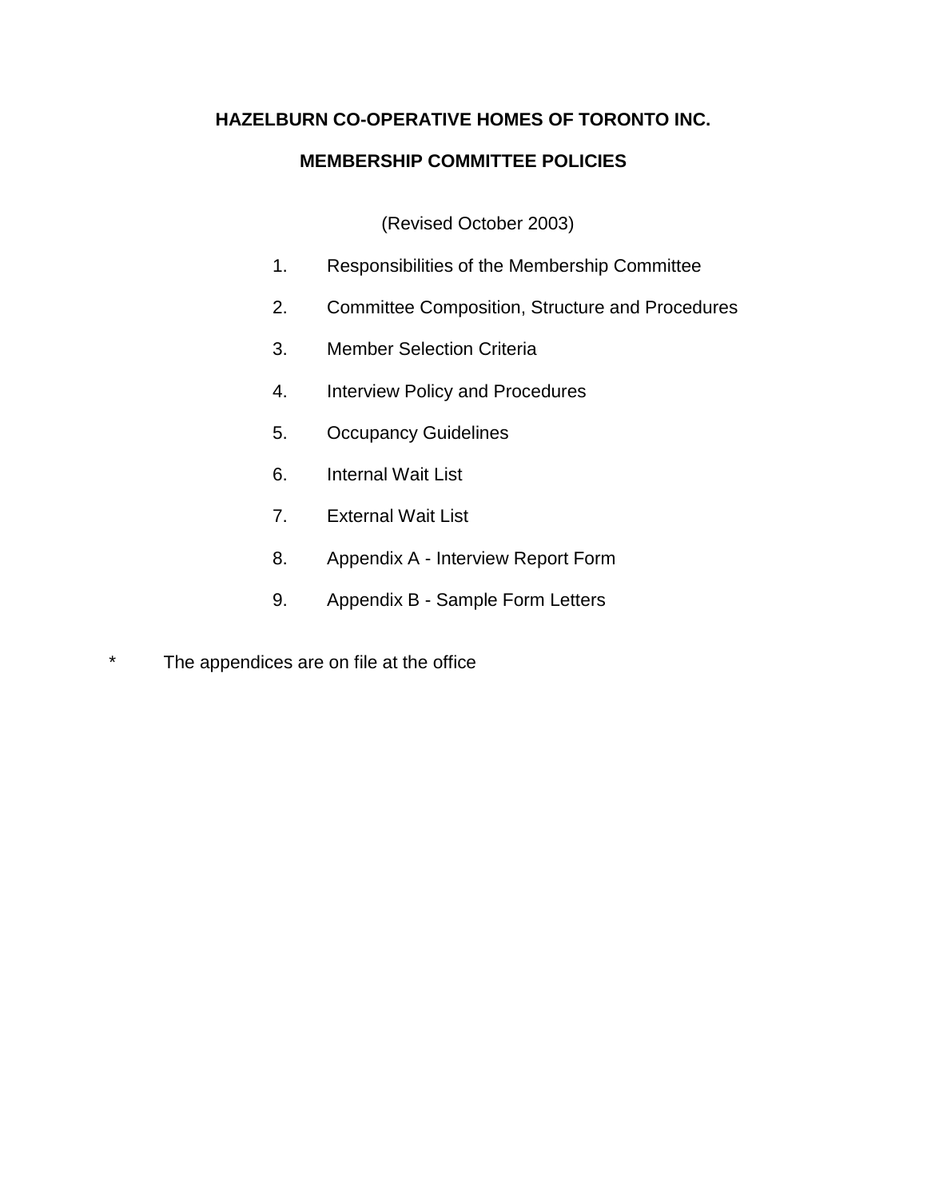# HAZELBURN CO-OPERATIVE HOMES OF TORONTO INC.

## MEMBERSHIP COMMITTEE POLICIES

(Revised October 2003)

1. Responsibilities of the Membership Committee
2. Committee Composition, Structure and Procedures
3. Member Selection Criteria
4. Interview Policy and Procedures
5. Occupancy Guidelines
6. Internal Wait List
7. External Wait List
8. Appendix A - Interview Report Form
9. Appendix B - Sample Form Letters

\* The appendices are on file at the office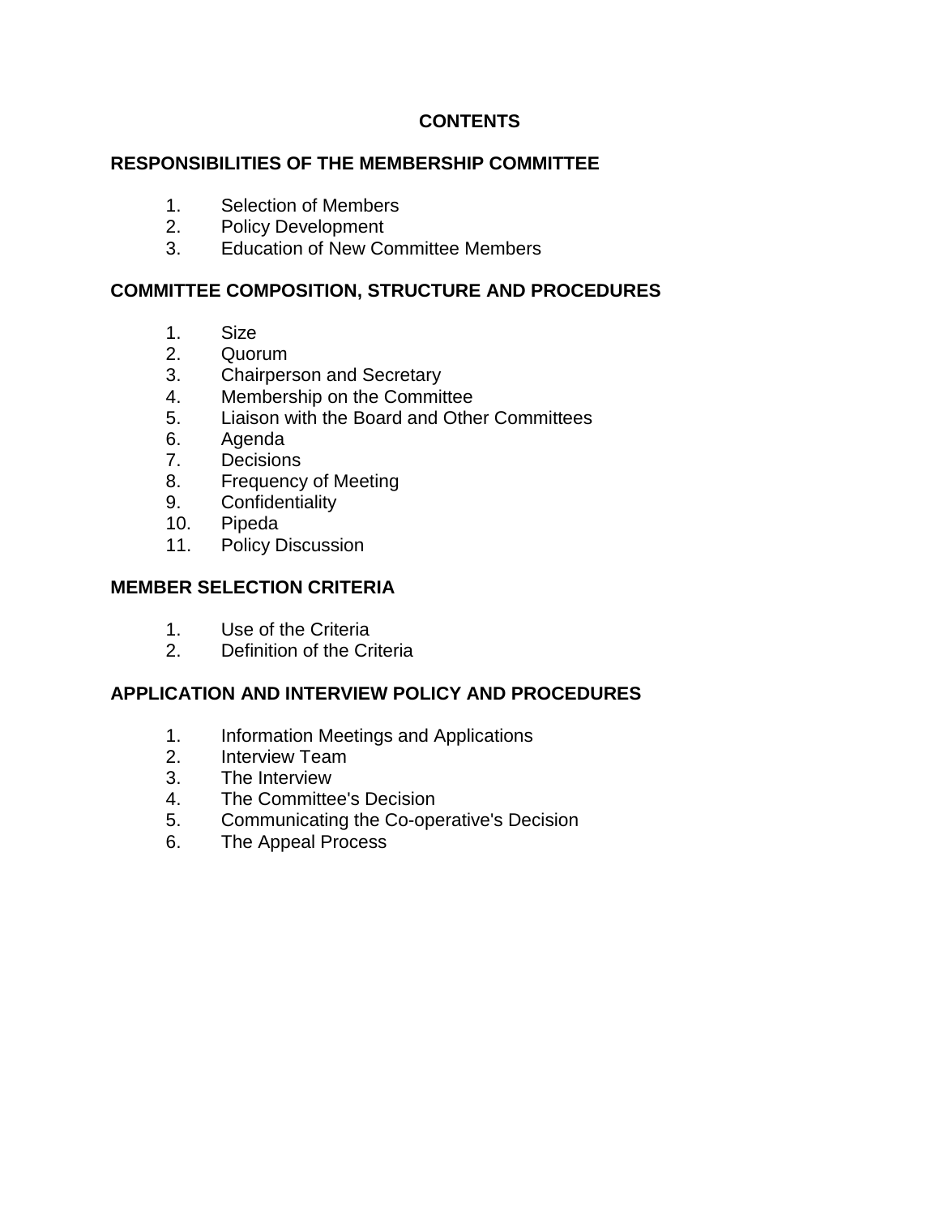# CONTENTS

## RESPONSIBILITIES OF THE MEMBERSHIP COMMITTEE

1. Selection of Members
2. Policy Development
3. Education of New Committee Members

## COMMITTEE COMPOSITION, STRUCTURE AND PROCEDURES

1. Size
2. Quorum
3. Chairperson and Secretary
4. Membership on the Committee
5. Liaison with the Board and Other Committees
6. Agenda
7. Decisions
8. Frequency of Meeting
9. Confidentiality
10. Pipeda
11. Policy Discussion

## MEMBER SELECTION CRITERIA

1. Use of the Criteria
2. Definition of the Criteria

## APPLICATION AND INTERVIEW POLICY AND PROCEDURES

1. Information Meetings and Applications
2. Interview Team
3. The Interview
4. The Committee's Decision
5. Communicating the Co-operative's Decision
6. The Appeal Process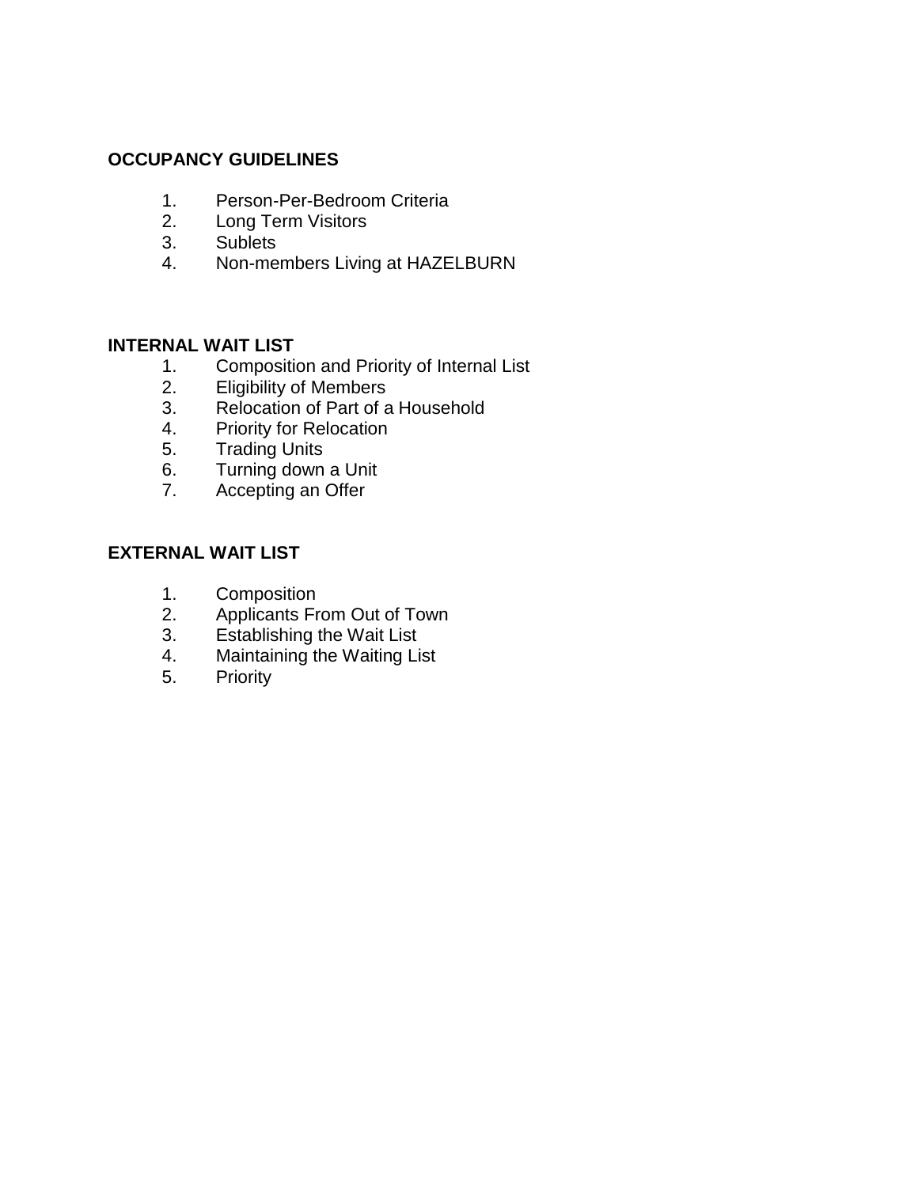**OCCUPANCY GUIDELINES**

1. Person-Per-Bedroom Criteria
2. Long Term Visitors
3. Sublets
4. Non-members Living at HAZELBURN

**INTERNAL WAIT LIST**

1. Composition and Priority of Internal List
2. Eligibility of Members
3. Relocation of Part of a Household
4. Priority for Relocation
5. Trading Units
6. Turning down a Unit
7. Accepting an Offer

**EXTERNAL WAIT LIST**

1. Composition
2. Applicants From Out of Town
3. Establishing the Wait List
4. Maintaining the Waiting List
5. Priority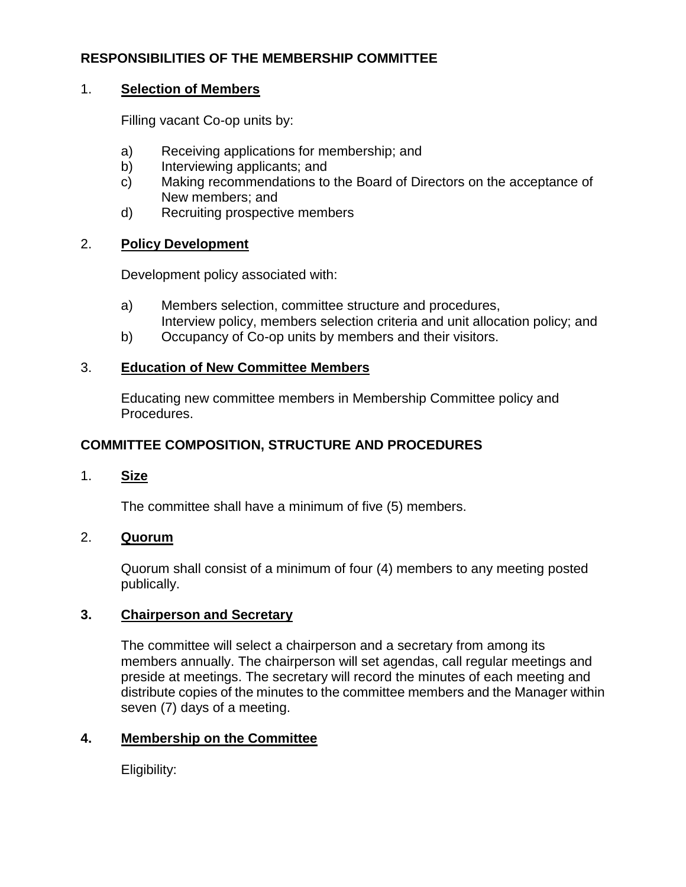## RESPONSIBILITIES OF THE MEMBERSHIP COMMITTEE

1. **Selection of Members**

   Filling vacant Co-op units by:

   a) Receiving applications for membership; and
   b) Interviewing applicants; and
   c) Making recommendations to the Board of Directors on the acceptance of New members; and
   d) Recruiting prospective members

2. **Policy Development**

   Development policy associated with:

   a) Members selection, committee structure and procedures, Interview policy, members selection criteria and unit allocation policy; and
   b) Occupancy of Co-op units by members and their visitors.

3. **Education of New Committee Members**

   Educating new committee members in Membership Committee policy and Procedures.

## COMMITTEE COMPOSITION, STRUCTURE AND PROCEDURES

1. **Size**

   The committee shall have a minimum of five (5) members.

2. **Quorum**

   Quorum shall consist of a minimum of four (4) members to any meeting posted publically.

3. **Chairperson and Secretary**

   The committee will select a chairperson and a secretary from among its members annually. The chairperson will set agendas, call regular meetings and preside at meetings. The secretary will record the minutes of each meeting and distribute copies of the minutes to the committee members and the Manager within seven (7) days of a meeting.

4. **Membership on the Committee**

   Eligibility: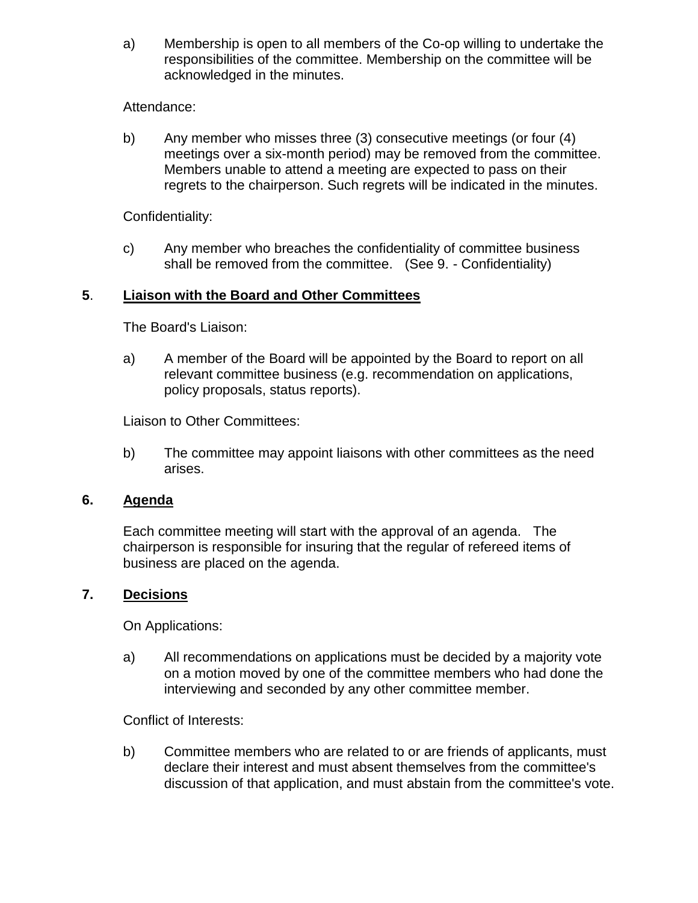a) Membership is open to all members of the Co-op willing to undertake the responsibilities of the committee. Membership on the committee will be acknowledged in the minutes.

Attendance:

b) Any member who misses three (3) consecutive meetings (or four (4) meetings over a six-month period) may be removed from the committee. Members unable to attend a meeting are expected to pass on their regrets to the chairperson. Such regrets will be indicated in the minutes.

Confidentiality:

c) Any member who breaches the confidentiality of committee business shall be removed from the committee. (See 9. - Confidentiality)

## **5**. <u>Liaison with the Board and Other Committees</u>

The Board's Liaison:

a) A member of the Board will be appointed by the Board to report on all relevant committee business (e.g. recommendation on applications, policy proposals, status reports).

Liaison to Other Committees:

b) The committee may appoint liaisons with other committees as the need arises.

## **6.** <u>Agenda</u>

Each committee meeting will start with the approval of an agenda. The chairperson is responsible for insuring that the regular of refereed items of business are placed on the agenda.

## **7.** <u>Decisions</u>

On Applications:

a) All recommendations on applications must be decided by a majority vote on a motion moved by one of the committee members who had done the interviewing and seconded by any other committee member.

Conflict of Interests:

b) Committee members who are related to or are friends of applicants, must declare their interest and must absent themselves from the committee's discussion of that application, and must abstain from the committee's vote.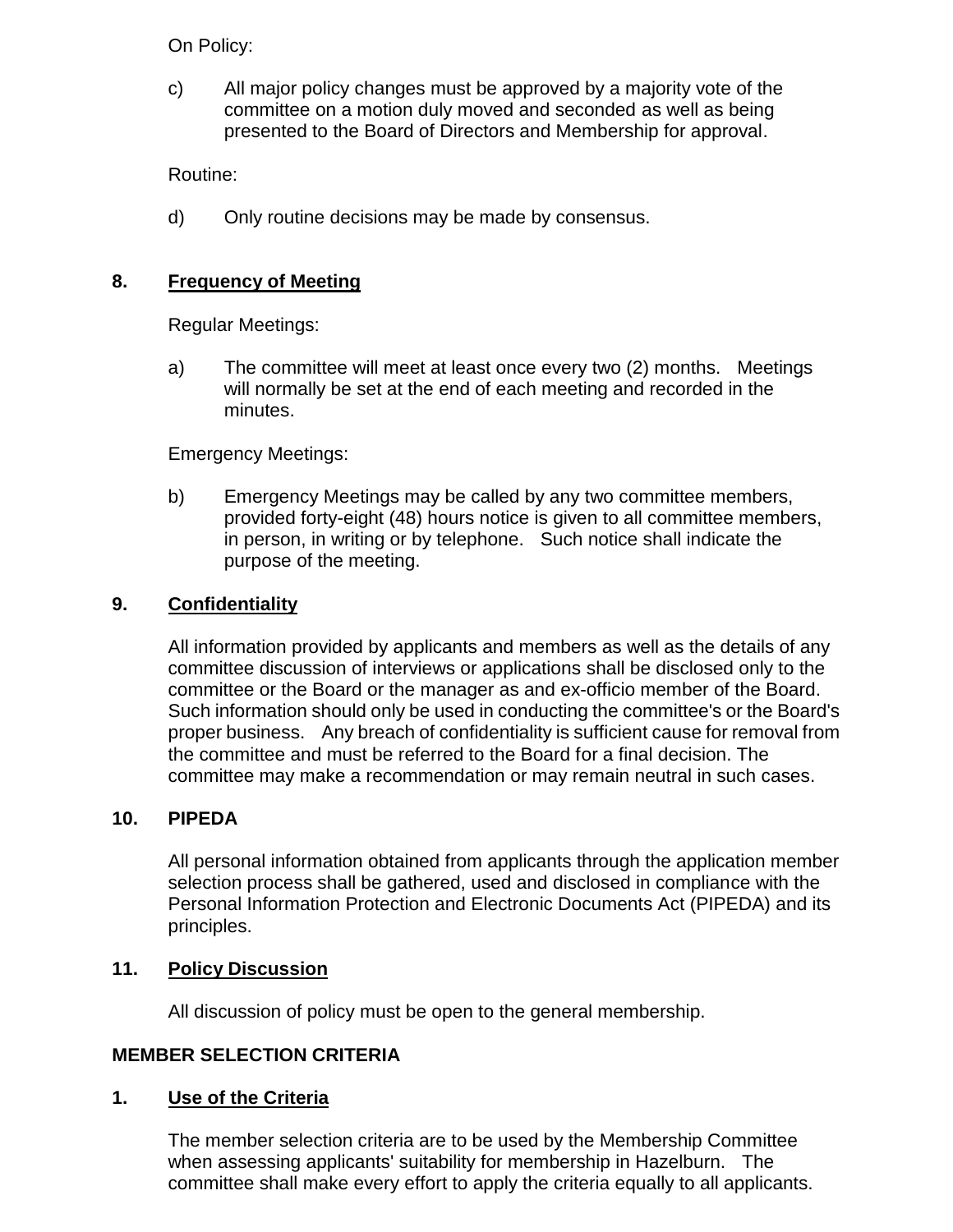On Policy:

c) All major policy changes must be approved by a majority vote of the committee on a motion duly moved and seconded as well as being presented to the Board of Directors and Membership for approval.

Routine:

d) Only routine decisions may be made by consensus.

**8. <u>Frequency of Meeting</u>**

Regular Meetings:

a) The committee will meet at least once every two (2) months. Meetings will normally be set at the end of each meeting and recorded in the minutes.

Emergency Meetings:

b) Emergency Meetings may be called by any two committee members, provided forty-eight (48) hours notice is given to all committee members, in person, in writing or by telephone. Such notice shall indicate the purpose of the meeting.

**9. <u>Confidentiality</u>**

All information provided by applicants and members as well as the details of any committee discussion of interviews or applications shall be disclosed only to the committee or the Board or the manager as and ex-officio member of the Board. Such information should only be used in conducting the committee's or the Board's proper business. Any breach of confidentiality is sufficient cause for removal from the committee and must be referred to the Board for a final decision. The committee may make a recommendation or may remain neutral in such cases.

**10. PIPEDA**

All personal information obtained from applicants through the application member selection process shall be gathered, used and disclosed in compliance with the Personal Information Protection and Electronic Documents Act (PIPEDA) and its principles.

**11. <u>Policy Discussion</u>**

All discussion of policy must be open to the general membership.

**MEMBER SELECTION CRITERIA**

**1. <u>Use of the Criteria</u>**

The member selection criteria are to be used by the Membership Committee when assessing applicants' suitability for membership in Hazelburn. The committee shall make every effort to apply the criteria equally to all applicants.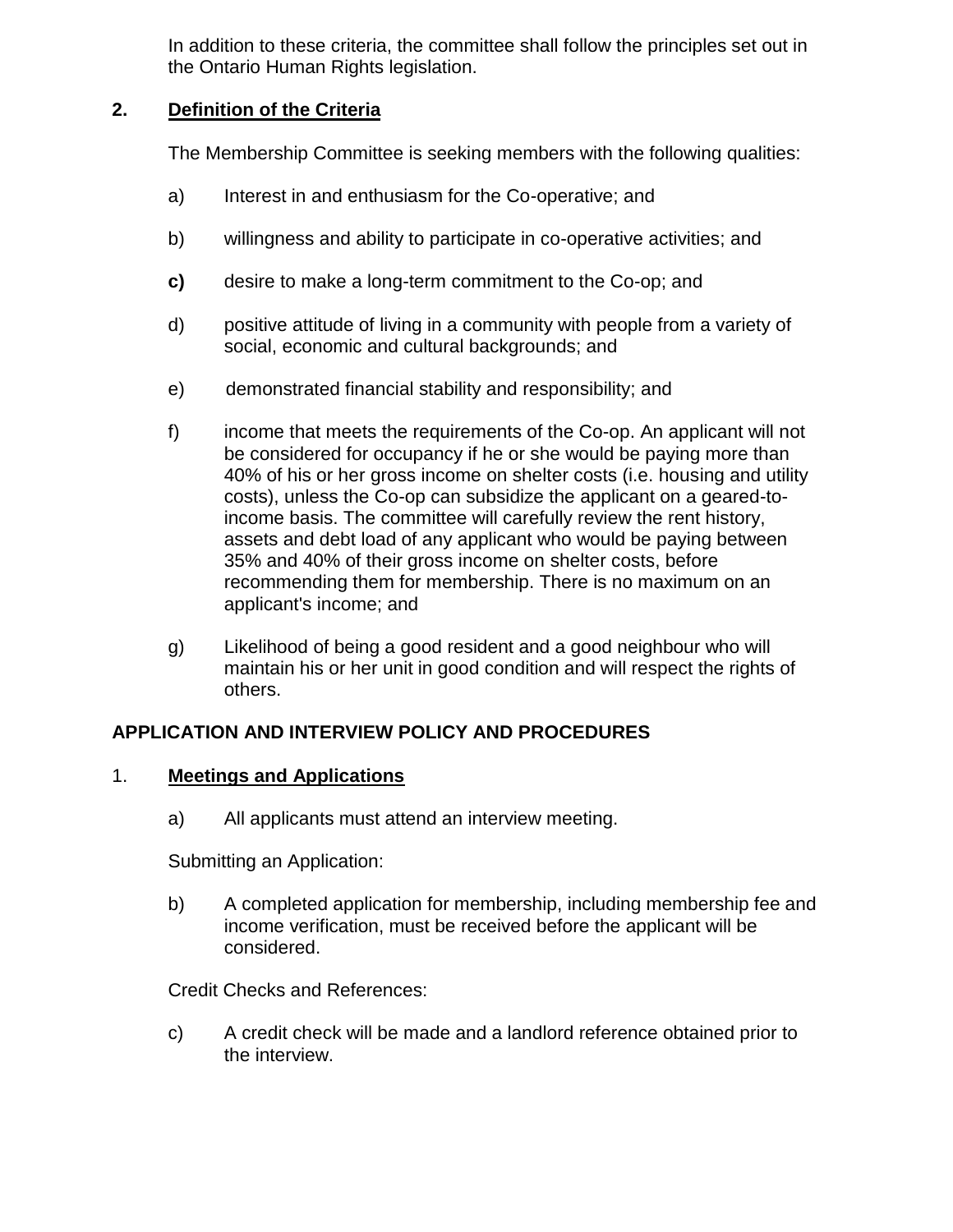In addition to these criteria, the committee shall follow the principles set out in the Ontario Human Rights legislation.

## 2. Definition of the Criteria

The Membership Committee is seeking members with the following qualities:

a) Interest in and enthusiasm for the Co-operative; and

b) willingness and ability to participate in co-operative activities; and

**c)** desire to make a long-term commitment to the Co-op; and

d) positive attitude of living in a community with people from a variety of social, economic and cultural backgrounds; and

e) demonstrated financial stability and responsibility; and

f) income that meets the requirements of the Co-op. An applicant will not be considered for occupancy if he or she would be paying more than 40% of his or her gross income on shelter costs (i.e. housing and utility costs), unless the Co-op can subsidize the applicant on a geared-to-income basis. The committee will carefully review the rent history, assets and debt load of any applicant who would be paying between 35% and 40% of their gross income on shelter costs, before recommending them for membership. There is no maximum on an applicant's income; and

g) Likelihood of being a good resident and a good neighbour who will maintain his or her unit in good condition and will respect the rights of others.

## APPLICATION AND INTERVIEW POLICY AND PROCEDURES

### 1. Meetings and Applications

a) All applicants must attend an interview meeting.

Submitting an Application:

b) A completed application for membership, including membership fee and income verification, must be received before the applicant will be considered.

Credit Checks and References:

c) A credit check will be made and a landlord reference obtained prior to the interview.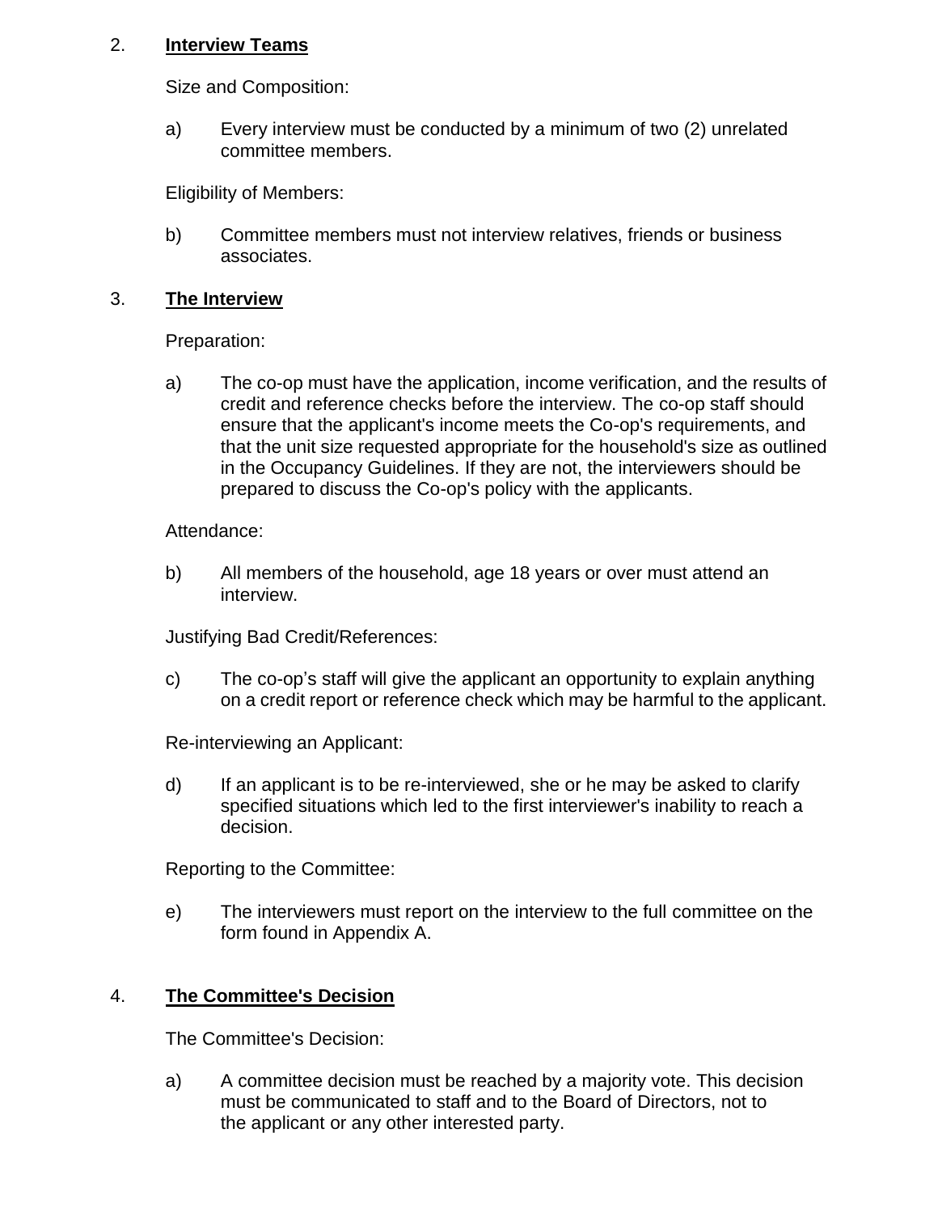## 2. **Interview Teams**

Size and Composition:

a) Every interview must be conducted by a minimum of two (2) unrelated committee members.

Eligibility of Members:

b) Committee members must not interview relatives, friends or business associates.

## 3. **The Interview**

Preparation:

a) The co-op must have the application, income verification, and the results of credit and reference checks before the interview. The co-op staff should ensure that the applicant's income meets the Co-op's requirements, and that the unit size requested appropriate for the household's size as outlined in the Occupancy Guidelines. If they are not, the interviewers should be prepared to discuss the Co-op's policy with the applicants.

Attendance:

b) All members of the household, age 18 years or over must attend an interview.

Justifying Bad Credit/References:

c) The co-op's staff will give the applicant an opportunity to explain anything on a credit report or reference check which may be harmful to the applicant.

Re-interviewing an Applicant:

d) If an applicant is to be re-interviewed, she or he may be asked to clarify specified situations which led to the first interviewer's inability to reach a decision.

Reporting to the Committee:

e) The interviewers must report on the interview to the full committee on the form found in Appendix A.

## 4. **The Committee's Decision**

The Committee's Decision:

a) A committee decision must be reached by a majority vote. This decision must be communicated to staff and to the Board of Directors, not to the applicant or any other interested party.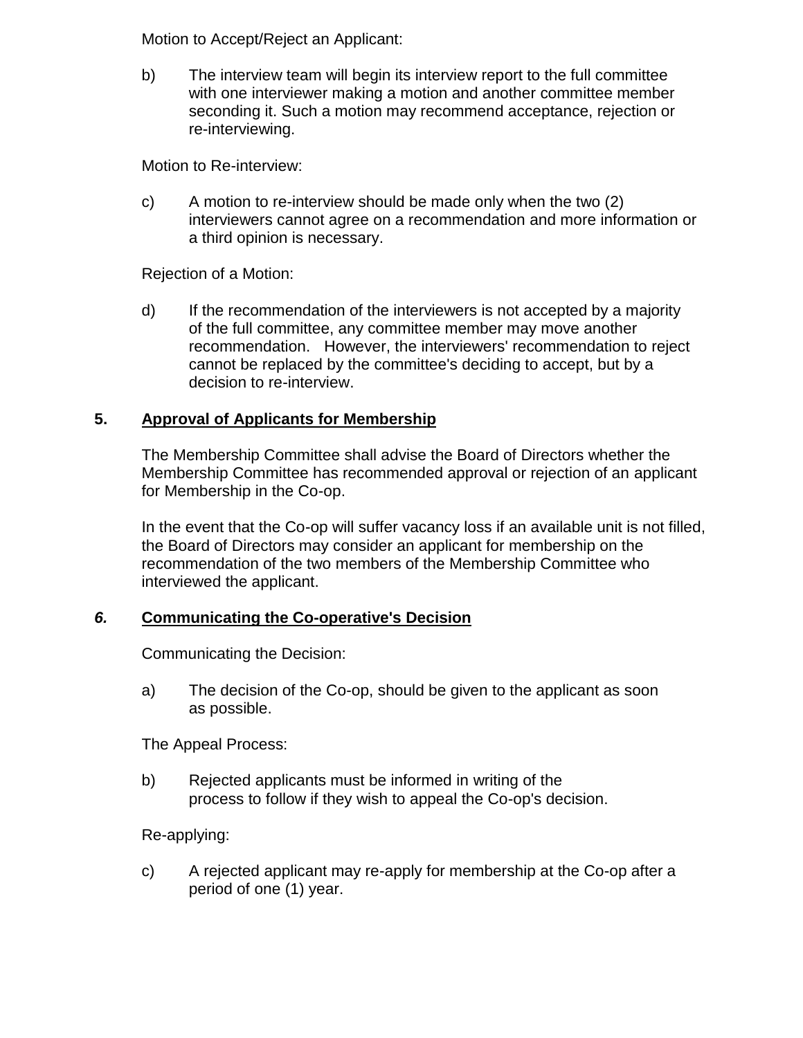Motion to Accept/Reject an Applicant:

b) The interview team will begin its interview report to the full committee with one interviewer making a motion and another committee member seconding it. Such a motion may recommend acceptance, rejection or re-interviewing.

Motion to Re-interview:

c) A motion to re-interview should be made only when the two (2) interviewers cannot agree on a recommendation and more information or a third opinion is necessary.

Rejection of a Motion:

d) If the recommendation of the interviewers is not accepted by a majority of the full committee, any committee member may move another recommendation. However, the interviewers' recommendation to reject cannot be replaced by the committee's deciding to accept, but by a decision to re-interview.

## 5. Approval of Applicants for Membership

The Membership Committee shall advise the Board of Directors whether the Membership Committee has recommended approval or rejection of an applicant for Membership in the Co-op.

In the event that the Co-op will suffer vacancy loss if an available unit is not filled, the Board of Directors may consider an applicant for membership on the recommendation of the two members of the Membership Committee who interviewed the applicant.

## *6.* Communicating the Co-operative's Decision

Communicating the Decision:

a) The decision of the Co-op, should be given to the applicant as soon as possible.

The Appeal Process:

b) Rejected applicants must be informed in writing of the process to follow if they wish to appeal the Co-op's decision.

Re-applying:

c) A rejected applicant may re-apply for membership at the Co-op after a period of one (1) year.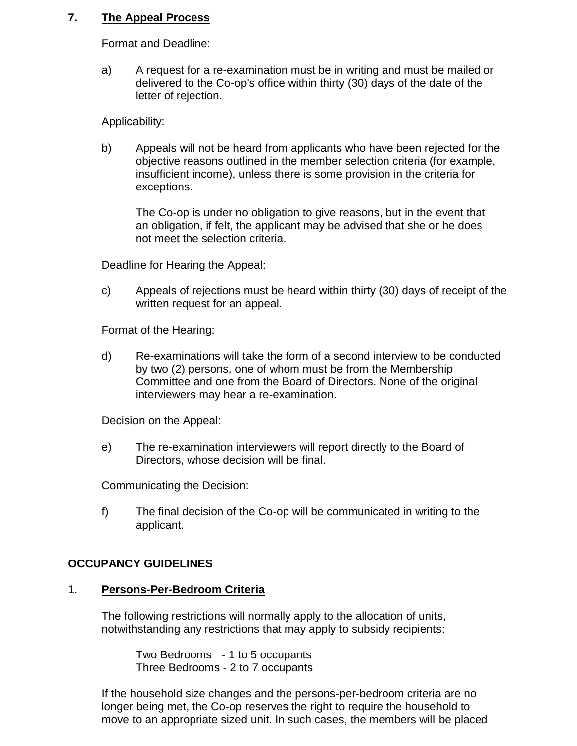## 7. The Appeal Process

Format and Deadline:

a) A request for a re-examination must be in writing and must be mailed or delivered to the Co-op's office within thirty (30) days of the date of the letter of rejection.

Applicability:

b) Appeals will not be heard from applicants who have been rejected for the objective reasons outlined in the member selection criteria (for example, insufficient income), unless there is some provision in the criteria for exceptions.

   The Co-op is under no obligation to give reasons, but in the event that an obligation, if felt, the applicant may be advised that she or he does not meet the selection criteria.

Deadline for Hearing the Appeal:

c) Appeals of rejections must be heard within thirty (30) days of receipt of the written request for an appeal.

Format of the Hearing:

d) Re-examinations will take the form of a second interview to be conducted by two (2) persons, one of whom must be from the Membership Committee and one from the Board of Directors. None of the original interviewers may hear a re-examination.

Decision on the Appeal:

e) The re-examination interviewers will report directly to the Board of Directors, whose decision will be final.

Communicating the Decision:

f) The final decision of the Co-op will be communicated in writing to the applicant.

# OCCUPANCY GUIDELINES

## 1. Persons-Per-Bedroom Criteria

The following restrictions will normally apply to the allocation of units, notwithstanding any restrictions that may apply to subsidy recipients:

Two Bedrooms - 1 to 5 occupants
Three Bedrooms - 2 to 7 occupants

If the household size changes and the persons-per-bedroom criteria are no longer being met, the Co-op reserves the right to require the household to move to an appropriate sized unit. In such cases, the members will be placed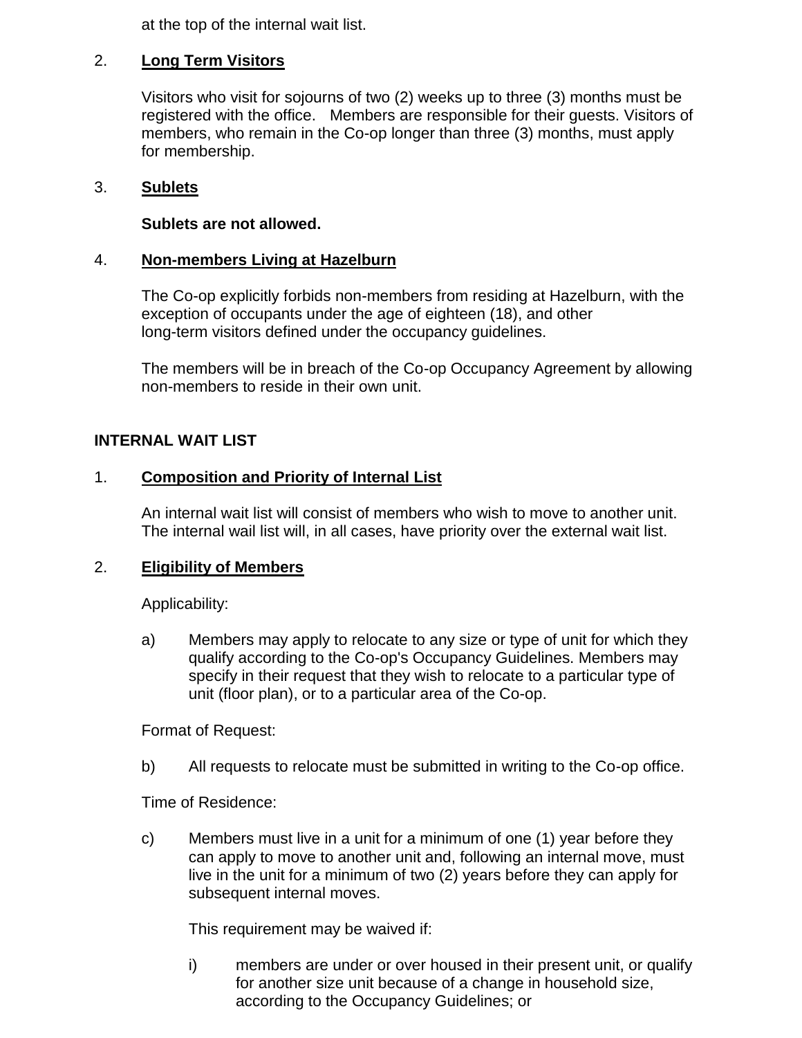at the top of the internal wait list.

2. **Long Term Visitors**

   Visitors who visit for sojourns of two (2) weeks up to three (3) months must be registered with the office. Members are responsible for their guests. Visitors of members, who remain in the Co-op longer than three (3) months, must apply for membership.

3. **Sublets**

   **Sublets are not allowed.**

4. **Non-members Living at Hazelburn**

   The Co-op explicitly forbids non-members from residing at Hazelburn, with the exception of occupants under the age of eighteen (18), and other long-term visitors defined under the occupancy guidelines.

   The members will be in breach of the Co-op Occupancy Agreement by allowing non-members to reside in their own unit.

## INTERNAL WAIT LIST

1. **Composition and Priority of Internal List**

   An internal wait list will consist of members who wish to move to another unit. The internal wail list will, in all cases, have priority over the external wait list.

2. **Eligibility of Members**

   Applicability:

   a) Members may apply to relocate to any size or type of unit for which they qualify according to the Co-op's Occupancy Guidelines. Members may specify in their request that they wish to relocate to a particular type of unit (floor plan), or to a particular area of the Co-op.

   Format of Request:

   b) All requests to relocate must be submitted in writing to the Co-op office.

   Time of Residence:

   c) Members must live in a unit for a minimum of one (1) year before they can apply to move to another unit and, following an internal move, must live in the unit for a minimum of two (2) years before they can apply for subsequent internal moves.

      This requirement may be waived if:

      i) members are under or over housed in their present unit, or qualify for another size unit because of a change in household size, according to the Occupancy Guidelines; or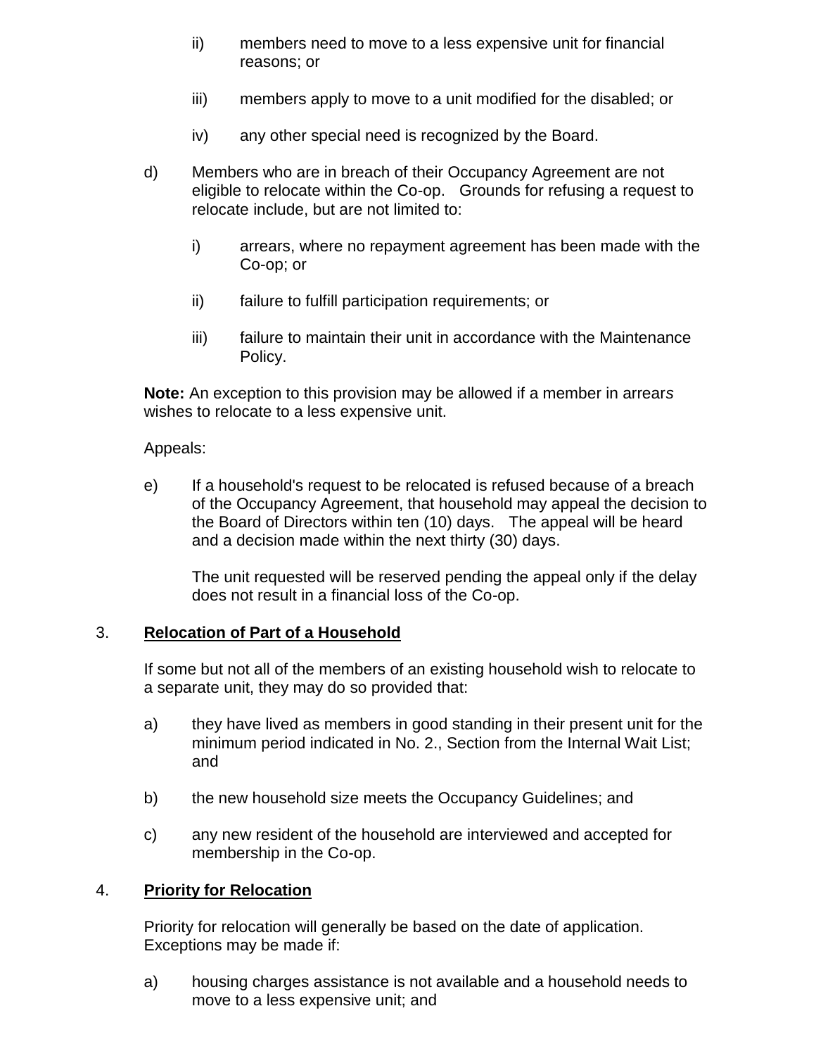ii) members need to move to a less expensive unit for financial reasons; or

iii) members apply to move to a unit modified for the disabled; or

iv) any other special need is recognized by the Board.

d) Members who are in breach of their Occupancy Agreement are not eligible to relocate within the Co-op. Grounds for refusing a request to relocate include, but are not limited to:

i) arrears, where no repayment agreement has been made with the Co-op; or

ii) failure to fulfill participation requirements; or

iii) failure to maintain their unit in accordance with the Maintenance Policy.

**Note:** An exception to this provision may be allowed if a member in arrears wishes to relocate to a less expensive unit.

Appeals:

e) If a household's request to be relocated is refused because of a breach of the Occupancy Agreement, that household may appeal the decision to the Board of Directors within ten (10) days. The appeal will be heard and a decision made within the next thirty (30) days.

The unit requested will be reserved pending the appeal only if the delay does not result in a financial loss of the Co-op.

3. **Relocation of Part of a Household**

If some but not all of the members of an existing household wish to relocate to a separate unit, they may do so provided that:

a) they have lived as members in good standing in their present unit for the minimum period indicated in No. 2., Section from the Internal Wait List; and

b) the new household size meets the Occupancy Guidelines; and

c) any new resident of the household are interviewed and accepted for membership in the Co-op.

4. **Priority for Relocation**

Priority for relocation will generally be based on the date of application. Exceptions may be made if:

a) housing charges assistance is not available and a household needs to move to a less expensive unit; and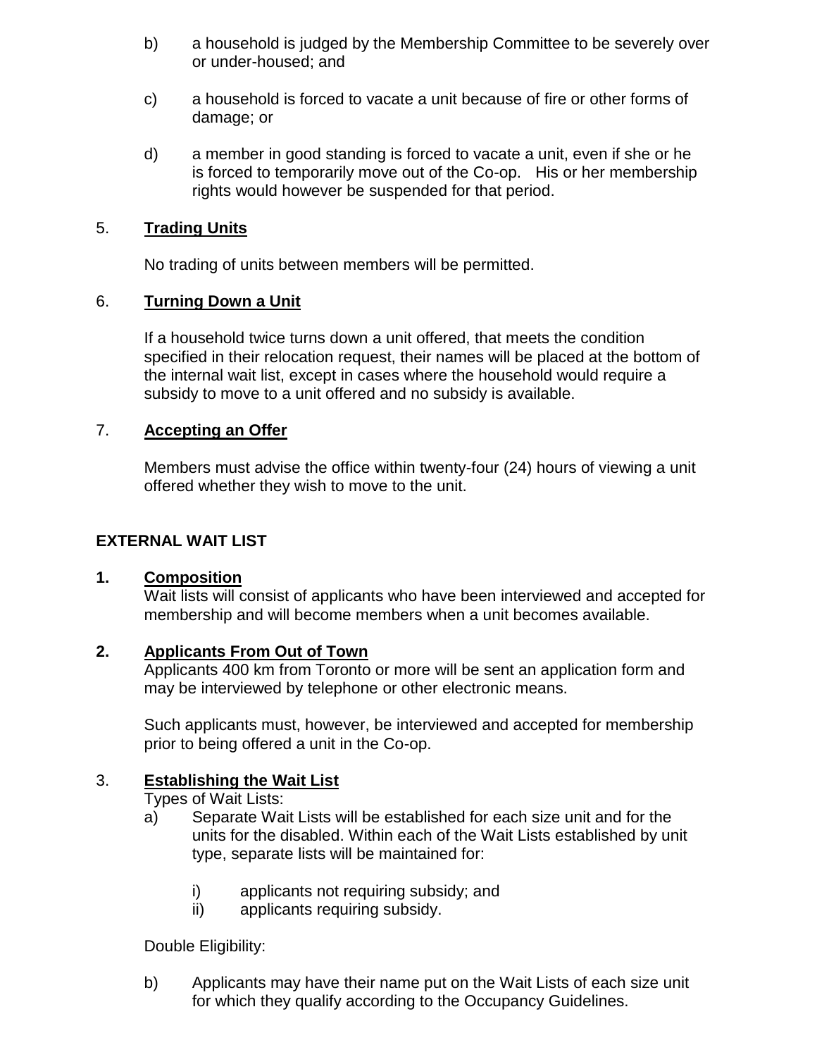b) a household is judged by the Membership Committee to be severely over or under-housed; and

c) a household is forced to vacate a unit because of fire or other forms of damage; or

d) a member in good standing is forced to vacate a unit, even if she or he is forced to temporarily move out of the Co-op. His or her membership rights would however be suspended for that period.

5. **Trading Units**

No trading of units between members will be permitted.

6. **Turning Down a Unit**

If a household twice turns down a unit offered, that meets the condition specified in their relocation request, their names will be placed at the bottom of the internal wait list, except in cases where the household would require a subsidy to move to a unit offered and no subsidy is available.

7. **Accepting an Offer**

Members must advise the office within twenty-four (24) hours of viewing a unit offered whether they wish to move to the unit.

## EXTERNAL WAIT LIST

**1. Composition**

Wait lists will consist of applicants who have been interviewed and accepted for membership and will become members when a unit becomes available.

**2. Applicants From Out of Town**

Applicants 400 km from Toronto or more will be sent an application form and may be interviewed by telephone or other electronic means.

Such applicants must, however, be interviewed and accepted for membership prior to being offered a unit in the Co-op.

3. **Establishing the Wait List**

Types of Wait Lists:

a) Separate Wait Lists will be established for each size unit and for the units for the disabled. Within each of the Wait Lists established by unit type, separate lists will be maintained for:

   i) applicants not requiring subsidy; and
   ii) applicants requiring subsidy.

Double Eligibility:

b) Applicants may have their name put on the Wait Lists of each size unit for which they qualify according to the Occupancy Guidelines.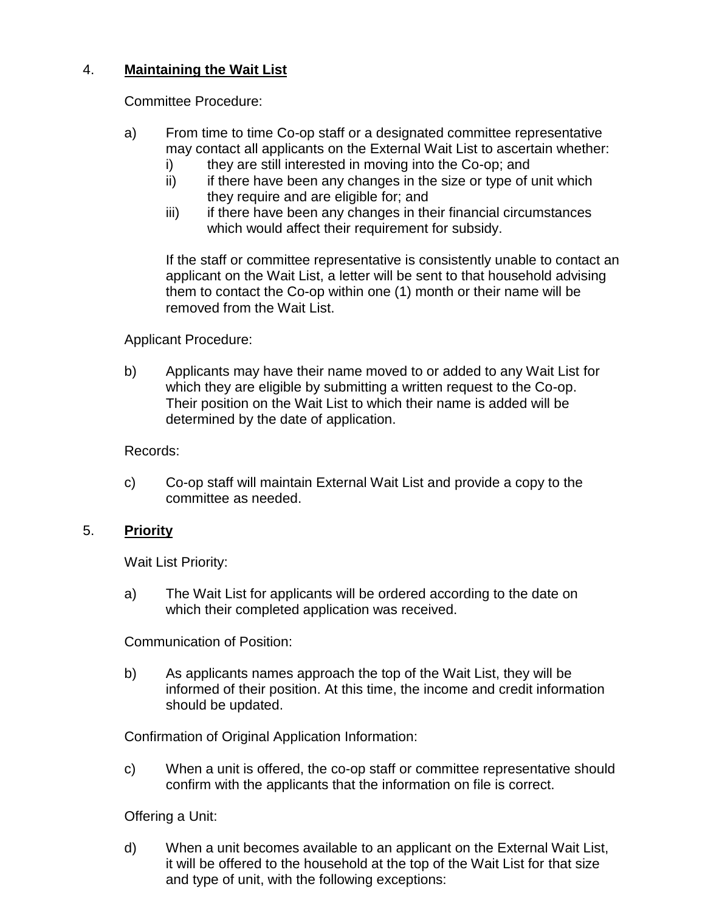4. **Maintaining the Wait List**

Committee Procedure:

a) From time to time Co-op staff or a designated committee representative may contact all applicants on the External Wait List to ascertain whether:
   i) they are still interested in moving into the Co-op; and
   ii) if there have been any changes in the size or type of unit which they require and are eligible for; and
   iii) if there have been any changes in their financial circumstances which would affect their requirement for subsidy.

   If the staff or committee representative is consistently unable to contact an applicant on the Wait List, a letter will be sent to that household advising them to contact the Co-op within one (1) month or their name will be removed from the Wait List.

Applicant Procedure:

b) Applicants may have their name moved to or added to any Wait List for which they are eligible by submitting a written request to the Co-op. Their position on the Wait List to which their name is added will be determined by the date of application.

Records:

c) Co-op staff will maintain External Wait List and provide a copy to the committee as needed.

5. **Priority**

Wait List Priority:

a) The Wait List for applicants will be ordered according to the date on which their completed application was received.

Communication of Position:

b) As applicants names approach the top of the Wait List, they will be informed of their position. At this time, the income and credit information should be updated.

Confirmation of Original Application Information:

c) When a unit is offered, the co-op staff or committee representative should confirm with the applicants that the information on file is correct.

Offering a Unit:

d) When a unit becomes available to an applicant on the External Wait List, it will be offered to the household at the top of the Wait List for that size and type of unit, with the following exceptions: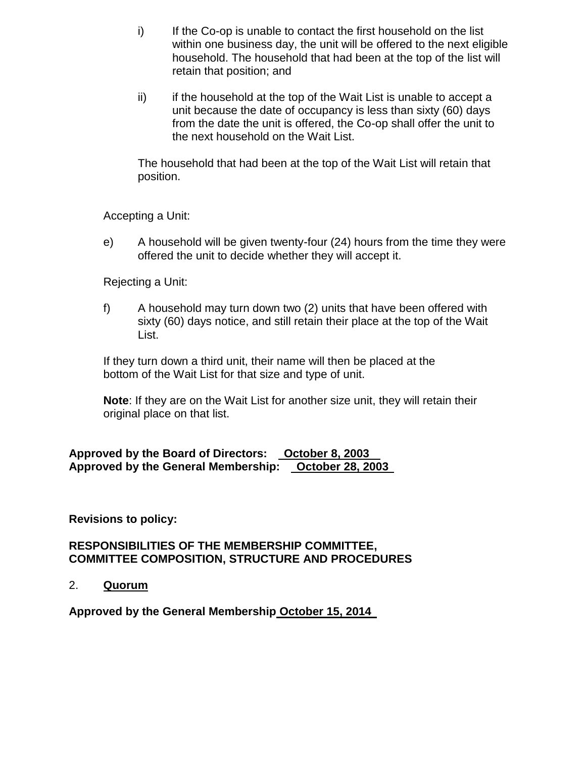i) If the Co-op is unable to contact the first household on the list within one business day, the unit will be offered to the next eligible household. The household that had been at the top of the list will retain that position; and

ii) if the household at the top of the Wait List is unable to accept a unit because the date of occupancy is less than sixty (60) days from the date the unit is offered, the Co-op shall offer the unit to the next household on the Wait List.

The household that had been at the top of the Wait List will retain that position.

Accepting a Unit:

e) A household will be given twenty-four (24) hours from the time they were offered the unit to decide whether they will accept it.

Rejecting a Unit:

f) A household may turn down two (2) units that have been offered with sixty (60) days notice, and still retain their place at the top of the Wait List.

If they turn down a third unit, their name will then be placed at the bottom of the Wait List for that size and type of unit.

**Note**: If they are on the Wait List for another size unit, they will retain their original place on that list.

**Approved by the Board of Directors: October 8, 2003**
**Approved by the General Membership: October 28, 2003**

**Revisions to policy:**

**RESPONSIBILITIES OF THE MEMBERSHIP COMMITTEE, COMMITTEE COMPOSITION, STRUCTURE AND PROCEDURES**

2. **Quorum**

**Approved by the General Membership October 15, 2014**